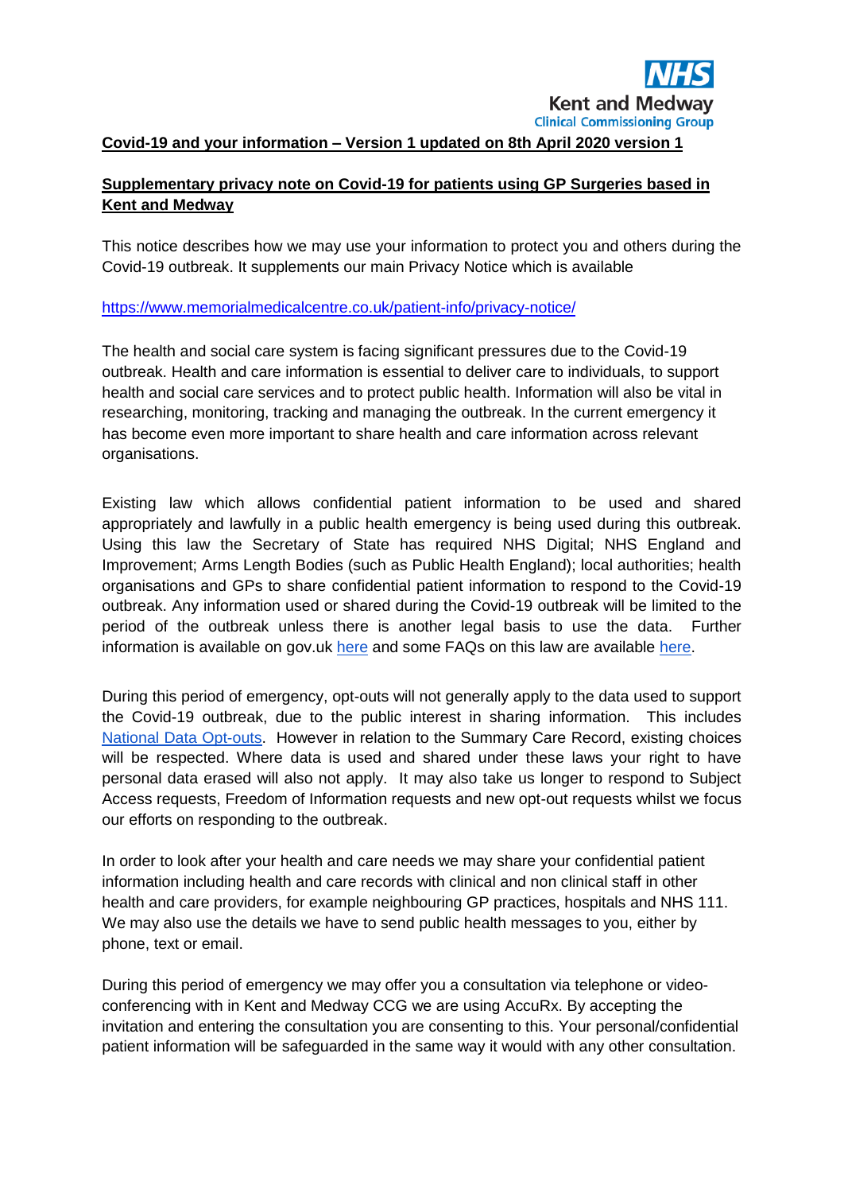NHS
Kent and Medway
Clinical Commissioning Group

**Covid-19 and your information – Version 1 updated on 8th April 2020 version 1**

**Supplementary privacy note on Covid-19 for patients using GP Surgeries based in Kent and Medway**

This notice describes how we may use your information to protect you and others during the Covid-19 outbreak. It supplements our main Privacy Notice which is available

https://www.memorialmedicalcentre.co.uk/patient-info/privacy-notice/

The health and social care system is facing significant pressures due to the Covid-19 outbreak. Health and care information is essential to deliver care to individuals, to support health and social care services and to protect public health. Information will also be vital in researching, monitoring, tracking and managing the outbreak. In the current emergency it has become even more important to share health and care information across relevant organisations.

Existing law which allows confidential patient information to be used and shared appropriately and lawfully in a public health emergency is being used during this outbreak. Using this law the Secretary of State has required NHS Digital; NHS England and Improvement; Arms Length Bodies (such as Public Health England); local authorities; health organisations and GPs to share confidential patient information to respond to the Covid-19 outbreak. Any information used or shared during the Covid-19 outbreak will be limited to the period of the outbreak unless there is another legal basis to use the data. Further information is available on gov.uk here and some FAQs on this law are available here.

During this period of emergency, opt-outs will not generally apply to the data used to support the Covid-19 outbreak, due to the public interest in sharing information. This includes National Data Opt-outs. However in relation to the Summary Care Record, existing choices will be respected. Where data is used and shared under these laws your right to have personal data erased will also not apply. It may also take us longer to respond to Subject Access requests, Freedom of Information requests and new opt-out requests whilst we focus our efforts on responding to the outbreak.

In order to look after your health and care needs we may share your confidential patient information including health and care records with clinical and non clinical staff in other health and care providers, for example neighbouring GP practices, hospitals and NHS 111. We may also use the details we have to send public health messages to you, either by phone, text or email.

During this period of emergency we may offer you a consultation via telephone or video-conferencing with in Kent and Medway CCG we are using AccuRx. By accepting the invitation and entering the consultation you are consenting to this. Your personal/confidential patient information will be safeguarded in the same way it would with any other consultation.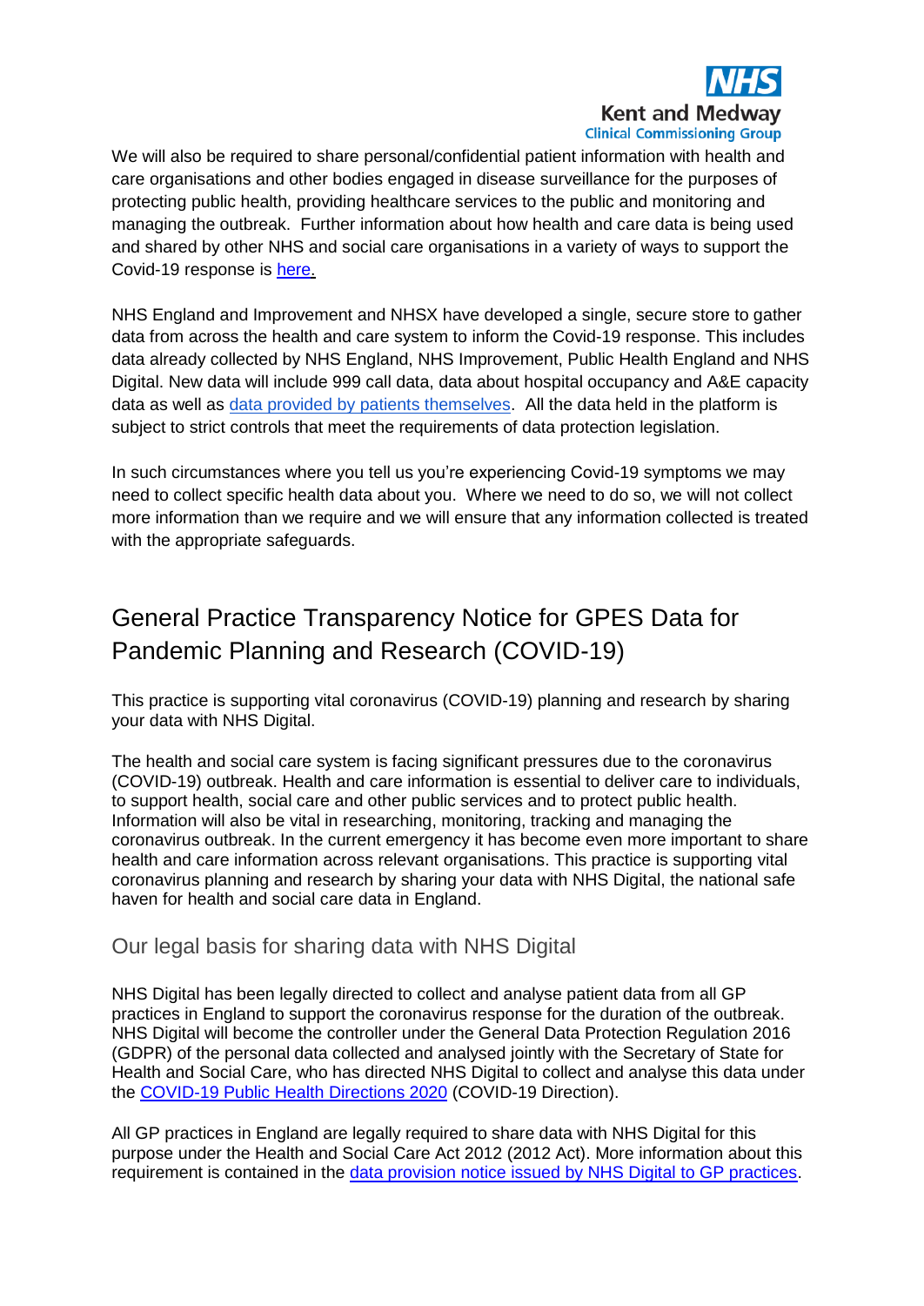We will also be required to share personal/confidential patient information with health and care organisations and other bodies engaged in disease surveillance for the purposes of protecting public health, providing healthcare services to the public and monitoring and managing the outbreak. Further information about how health and care data is being used and shared by other NHS and social care organisations in a variety of ways to support the Covid-19 response is here.

NHS England and Improvement and NHSX have developed a single, secure store to gather data from across the health and care system to inform the Covid-19 response. This includes data already collected by NHS England, NHS Improvement, Public Health England and NHS Digital. New data will include 999 call data, data about hospital occupancy and A&E capacity data as well as data provided by patients themselves. All the data held in the platform is subject to strict controls that meet the requirements of data protection legislation.

In such circumstances where you tell us you're experiencing Covid-19 symptoms we may need to collect specific health data about you. Where we need to do so, we will not collect more information than we require and we will ensure that any information collected is treated with the appropriate safeguards.

# General Practice Transparency Notice for GPES Data for Pandemic Planning and Research (COVID-19)

This practice is supporting vital coronavirus (COVID-19) planning and research by sharing your data with NHS Digital.

The health and social care system is facing significant pressures due to the coronavirus (COVID-19) outbreak. Health and care information is essential to deliver care to individuals, to support health, social care and other public services and to protect public health. Information will also be vital in researching, monitoring, tracking and managing the coronavirus outbreak. In the current emergency it has become even more important to share health and care information across relevant organisations. This practice is supporting vital coronavirus planning and research by sharing your data with NHS Digital, the national safe haven for health and social care data in England.

## Our legal basis for sharing data with NHS Digital

NHS Digital has been legally directed to collect and analyse patient data from all GP practices in England to support the coronavirus response for the duration of the outbreak. NHS Digital will become the controller under the General Data Protection Regulation 2016 (GDPR) of the personal data collected and analysed jointly with the Secretary of State for Health and Social Care, who has directed NHS Digital to collect and analyse this data under the COVID-19 Public Health Directions 2020 (COVID-19 Direction).

All GP practices in England are legally required to share data with NHS Digital for this purpose under the Health and Social Care Act 2012 (2012 Act). More information about this requirement is contained in the data provision notice issued by NHS Digital to GP practices.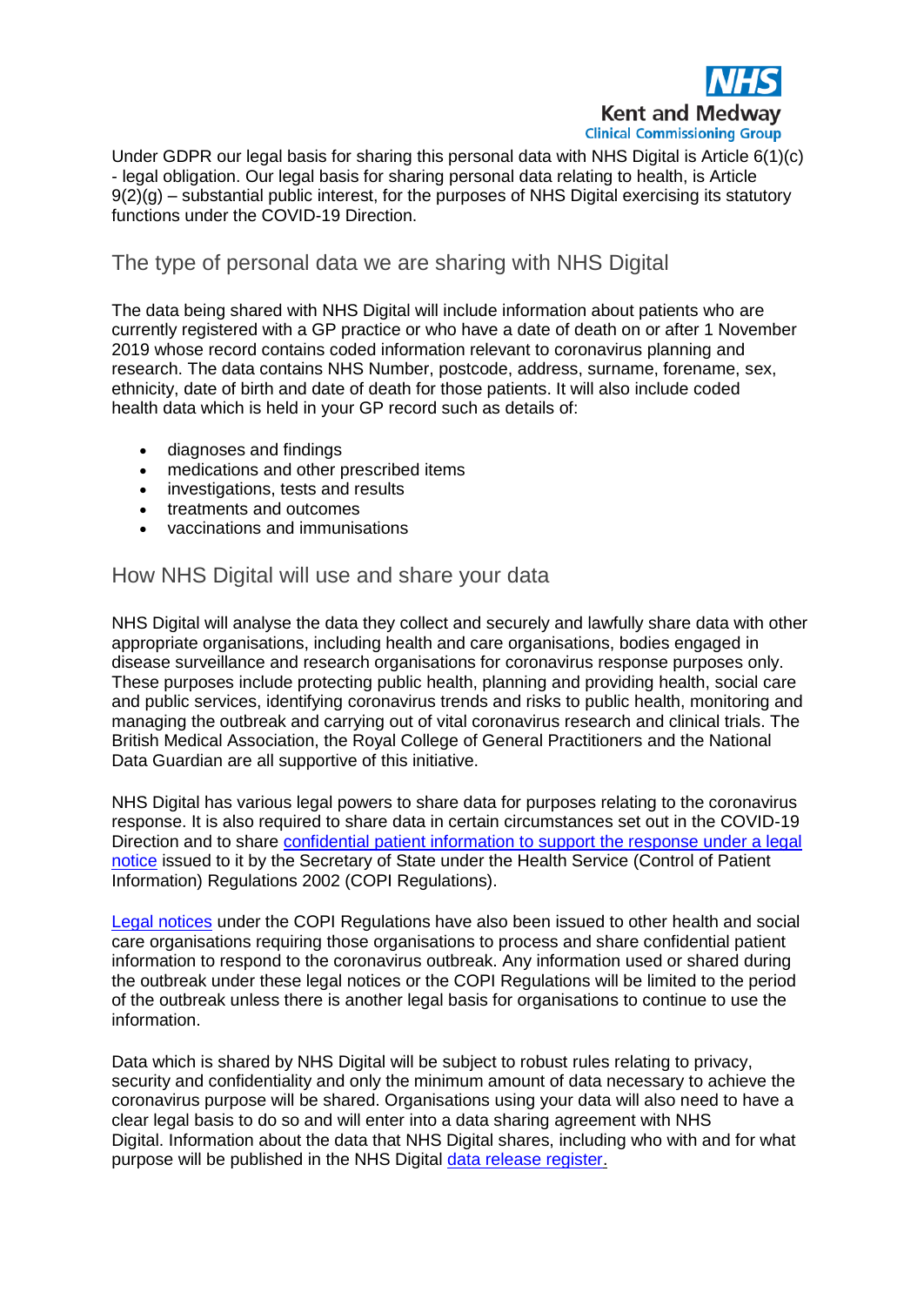Under GDPR our legal basis for sharing this personal data with NHS Digital is Article 6(1)(c) - legal obligation. Our legal basis for sharing personal data relating to health, is Article 9(2)(g) – substantial public interest, for the purposes of NHS Digital exercising its statutory functions under the COVID-19 Direction.

## The type of personal data we are sharing with NHS Digital

The data being shared with NHS Digital will include information about patients who are currently registered with a GP practice or who have a date of death on or after 1 November 2019 whose record contains coded information relevant to coronavirus planning and research. The data contains NHS Number, postcode, address, surname, forename, sex, ethnicity, date of birth and date of death for those patients. It will also include coded health data which is held in your GP record such as details of:

- diagnoses and findings
- medications and other prescribed items
- investigations, tests and results
- treatments and outcomes
- vaccinations and immunisations

## How NHS Digital will use and share your data

NHS Digital will analyse the data they collect and securely and lawfully share data with other appropriate organisations, including health and care organisations, bodies engaged in disease surveillance and research organisations for coronavirus response purposes only. These purposes include protecting public health, planning and providing health, social care and public services, identifying coronavirus trends and risks to public health, monitoring and managing the outbreak and carrying out of vital coronavirus research and clinical trials. The British Medical Association, the Royal College of General Practitioners and the National Data Guardian are all supportive of this initiative.

NHS Digital has various legal powers to share data for purposes relating to the coronavirus response. It is also required to share data in certain circumstances set out in the COVID-19 Direction and to share confidential patient information to support the response under a legal notice issued to it by the Secretary of State under the Health Service (Control of Patient Information) Regulations 2002 (COPI Regulations).

Legal notices under the COPI Regulations have also been issued to other health and social care organisations requiring those organisations to process and share confidential patient information to respond to the coronavirus outbreak. Any information used or shared during the outbreak under these legal notices or the COPI Regulations will be limited to the period of the outbreak unless there is another legal basis for organisations to continue to use the information.

Data which is shared by NHS Digital will be subject to robust rules relating to privacy, security and confidentiality and only the minimum amount of data necessary to achieve the coronavirus purpose will be shared. Organisations using your data will also need to have a clear legal basis to do so and will enter into a data sharing agreement with NHS Digital. Information about the data that NHS Digital shares, including who with and for what purpose will be published in the NHS Digital data release register.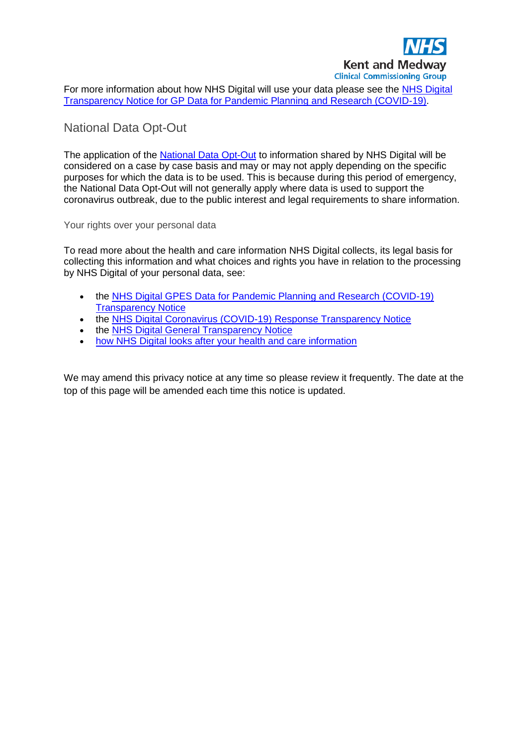For more information about how NHS Digital will use your data please see the NHS Digital Transparency Notice for GP Data for Pandemic Planning and Research (COVID-19).

## National Data Opt-Out

The application of the National Data Opt-Out to information shared by NHS Digital will be considered on a case by case basis and may or may not apply depending on the specific purposes for which the data is to be used. This is because during this period of emergency, the National Data Opt-Out will not generally apply where data is used to support the coronavirus outbreak, due to the public interest and legal requirements to share information.

### Your rights over your personal data

To read more about the health and care information NHS Digital collects, its legal basis for collecting this information and what choices and rights you have in relation to the processing by NHS Digital of your personal data, see:

- the NHS Digital GPES Data for Pandemic Planning and Research (COVID-19) Transparency Notice
- the NHS Digital Coronavirus (COVID-19) Response Transparency Notice
- the NHS Digital General Transparency Notice
- how NHS Digital looks after your health and care information

We may amend this privacy notice at any time so please review it frequently. The date at the top of this page will be amended each time this notice is updated.